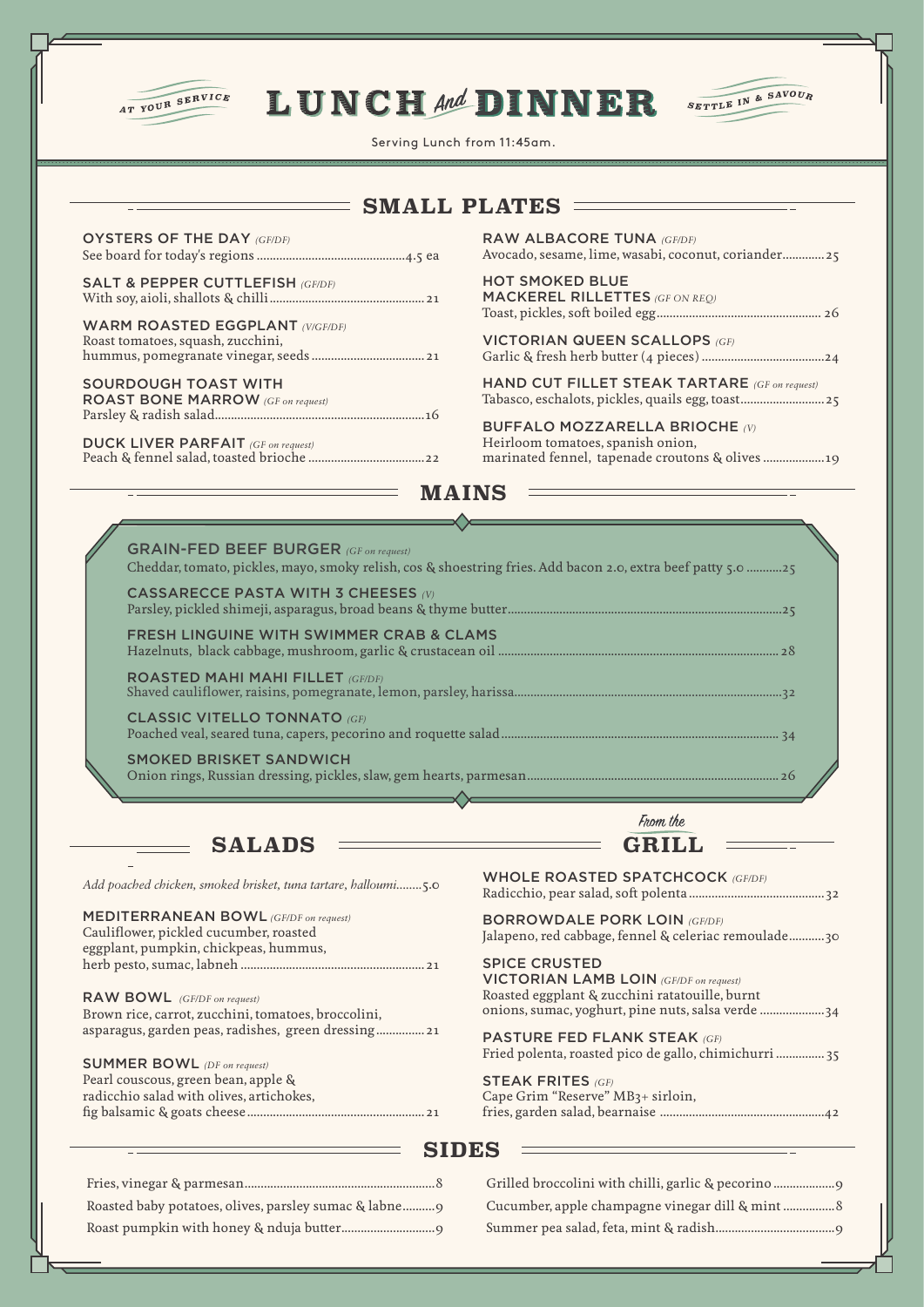AT YOUR SERVICE

# LUNCH And DINNER

SETTLE IN & SAVOUR

Serving Lunch from 11:45am.

## SMALL PLATES

**OYSTERS OF THE DAY** *(GF/DF)*
See board for today's regions ..... 4.5 ea

**SALT & PEPPER CUTTLEFISH** *(GF/DF)*
With soy, aioli, shallots & chilli ..... 21

**WARM ROASTED EGGPLANT** *(V/GF/DF)*
Roast tomatoes, squash, zucchini, hummus, pomegranate vinegar, seeds ..... 21

**SOURDOUGH TOAST WITH ROAST BONE MARROW** *(GF on request)*
Parsley & radish salad ..... 16

**DUCK LIVER PARFAIT** *(GF on request)*
Peach & fennel salad, toasted brioche ..... 22

**RAW ALBACORE TUNA** *(GF/DF)*
Avocado, sesame, lime, wasabi, coconut, coriander ..... 25

**HOT SMOKED BLUE MACKEREL RILLETTES** *(GF ON REQ)*
Toast, pickles, soft boiled egg ..... 26

**VICTORIAN QUEEN SCALLOPS** *(GF)*
Garlic & fresh herb butter (4 pieces) ..... 24

**HAND CUT FILLET STEAK TARTARE** *(GF on request)*
Tabasco, eschalots, pickles, quails egg, toast ..... 25

**BUFFALO MOZZARELLA BRIOCHE** *(V)*
Heirloom tomatoes, spanish onion, marinated fennel, tapenade croutons & olives ..... 19

## MAINS

**GRAIN-FED BEEF BURGER** *(GF on request)*
Cheddar, tomato, pickles, mayo, smoky relish, cos & shoestring fries. Add bacon 2.0, extra beef patty 5.0 ..... 25

**CASSARECCE PASTA WITH 3 CHEESES** *(V)*
Parsley, pickled shimeji, asparagus, broad beans & thyme butter ..... 25

**FRESH LINGUINE WITH SWIMMER CRAB & CLAMS**
Hazelnuts, black cabbage, mushroom, garlic & crustacean oil ..... 28

**ROASTED MAHI MAHI FILLET** *(GF/DF)*
Shaved cauliflower, raisins, pomegranate, lemon, parsley, harissa ..... 32

**CLASSIC VITELLO TONNATO** *(GF)*
Poached veal, seared tuna, capers, pecorino and roquette salad ..... 34

**SMOKED BRISKET SANDWICH**
Onion rings, Russian dressing, pickles, slaw, gem hearts, parmesan ..... 26

## SALADS

*Add poached chicken, smoked brisket, tuna tartare, halloumi ..... 5.0*

**MEDITERRANEAN BOWL** *(GF/DF on request)*
Cauliflower, pickled cucumber, roasted eggplant, pumpkin, chickpeas, hummus, herb pesto, sumac, labneh ..... 21

**RAW BOWL** *(GF/DF on request)*
Brown rice, carrot, zucchini, tomatoes, broccolini, asparagus, garden peas, radishes, green dressing ..... 21

**SUMMER BOWL** *(DF on request)*
Pearl couscous, green bean, apple & radicchio salad with olives, artichokes, fig balsamic & goats cheese ..... 21

## From the GRILL

**WHOLE ROASTED SPATCHCOCK** *(GF/DF)*
Radicchio, pear salad, soft polenta ..... 32

**BORROWDALE PORK LOIN** *(GF/DF)*
Jalapeno, red cabbage, fennel & celeriac remoulade ..... 30

**SPICE CRUSTED VICTORIAN LAMB LOIN** *(GF/DF on request)*
Roasted eggplant & zucchini ratatouille, burnt onions, sumac, yoghurt, pine nuts, salsa verde ..... 34

**PASTURE FED FLANK STEAK** *(GF)*
Fried polenta, roasted pico de gallo, chimichurri ..... 35

**STEAK FRITES** *(GF)*
Cape Grim "Reserve" MB3+ sirloin, fries, garden salad, bearnaise ..... 42

## SIDES

Fries, vinegar & parmesan ..... 8

Roasted baby potatoes, olives, parsley sumac & labne ..... 9

Roast pumpkin with honey & nduja butter ..... 9

Grilled broccolini with chilli, garlic & pecorino ..... 9

Cucumber, apple champagne vinegar dill & mint ..... 8

Summer pea salad, feta, mint & radish ..... 9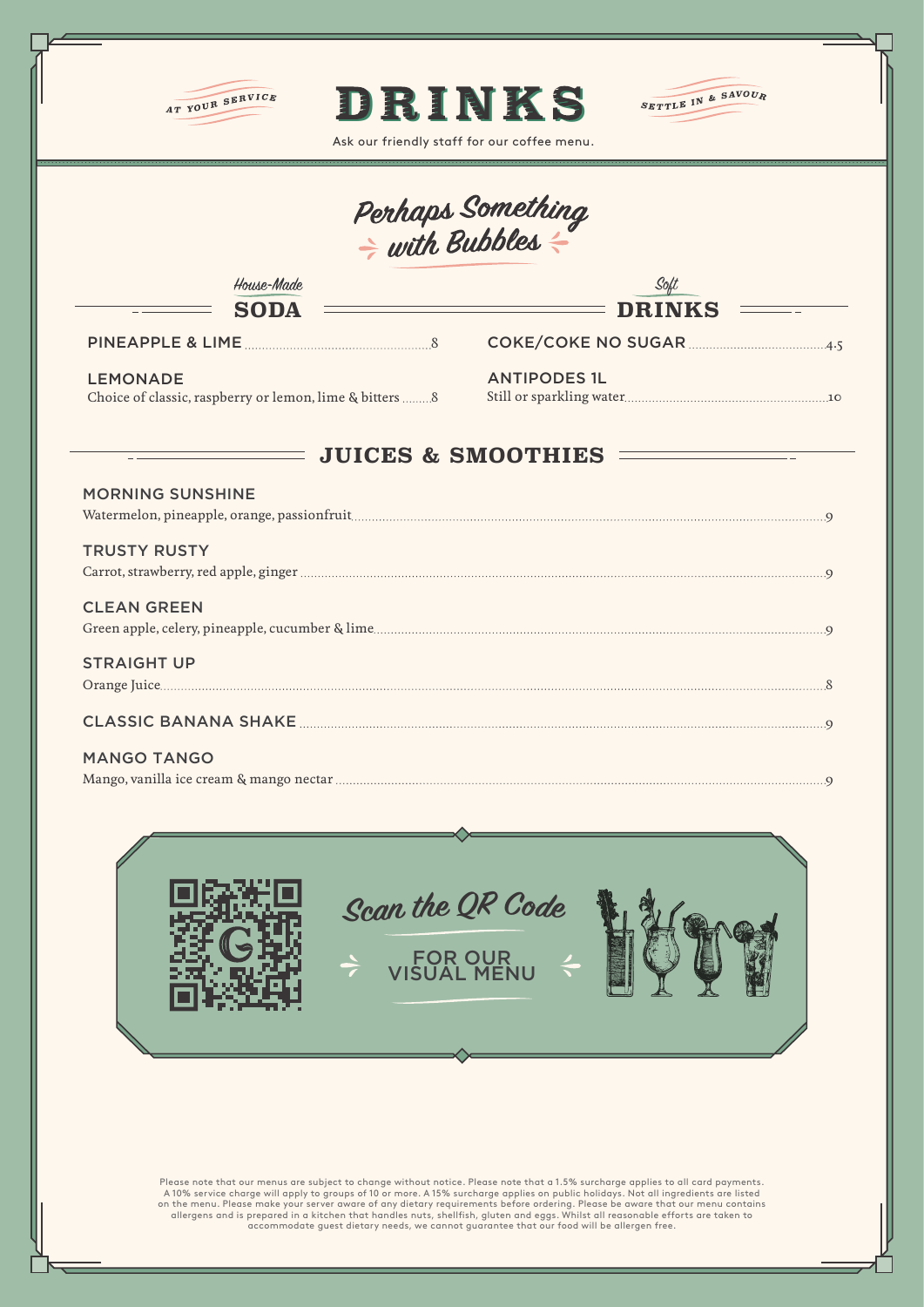AT YOUR SERVICE

# DRINKS

SETTLE IN & SAVOUR

Ask our friendly staff for our coffee menu.

## Perhaps Something with Bubbles

### House-Made SODA

**PINEAPPLE & LIME** .......... 8

**LEMONADE**
Choice of classic, raspberry or lemon, lime & bitters .......... 8

### Soft DRINKS

**COKE/COKE NO SUGAR** .......... 4.5

**ANTIPODES 1L**
Still or sparkling water .......... 10

## JUICES & SMOOTHIES

**MORNING SUNSHINE**
Watermelon, pineapple, orange, passionfruit .......... 9

**TRUSTY RUSTY**
Carrot, strawberry, red apple, ginger .......... 9

**CLEAN GREEN**
Green apple, celery, pineapple, cucumber & lime .......... 9

**STRAIGHT UP**
Orange Juice .......... 8

**CLASSIC BANANA SHAKE** .......... 9

**MANGO TANGO**
Mango, vanilla ice cream & mango nectar .......... 9

Scan the QR Code

FOR OUR VISUAL MENU

Please note that our menus are subject to change without notice. Please note that a 1.5% surcharge applies to all card payments. A 10% service charge will apply to groups of 10 or more. A 15% surcharge applies on public holidays. Not all ingredients are listed on the menu. Please make your server aware of any dietary requirements before ordering. Please be aware that our menu contains allergens and is prepared in a kitchen that handles nuts, shellfish, gluten and eggs. Whilst all reasonable efforts are taken to accommodate guest dietary needs, we cannot guarantee that our food will be allergen free.